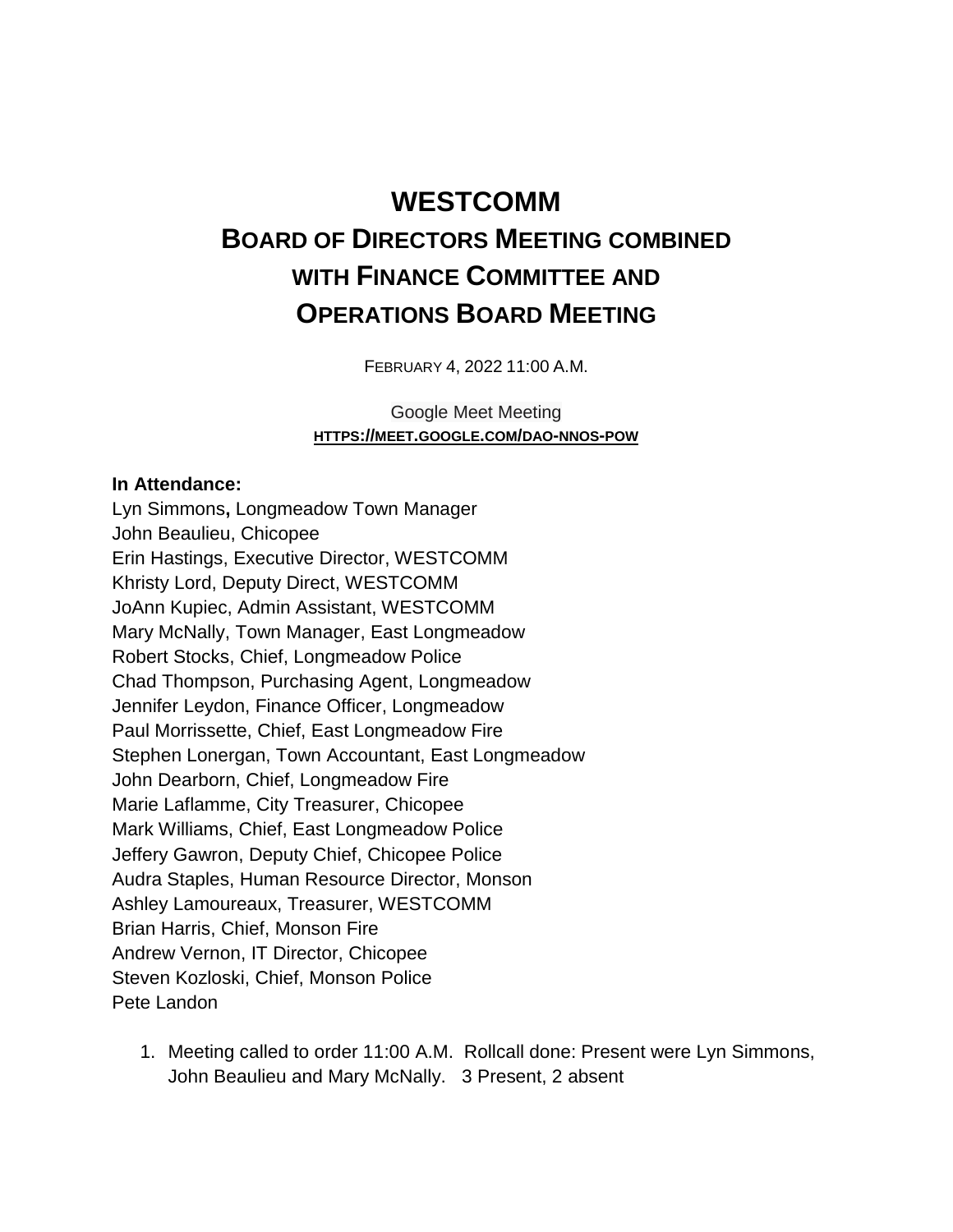# WESTCOMM
# BOARD OF DIRECTORS MEETING COMBINED WITH FINANCE COMMITTEE AND OPERATIONS BOARD MEETING

FEBRUARY 4, 2022 11:00 A.M.

Google Meet Meeting
**HTTPS://MEET.GOOGLE.COM/DAO-NNOS-POW**

**In Attendance:**
Lyn Simmons**,** Longmeadow Town Manager
John Beaulieu, Chicopee
Erin Hastings, Executive Director, WESTCOMM
Khristy Lord, Deputy Direct, WESTCOMM
JoAnn Kupiec, Admin Assistant, WESTCOMM
Mary McNally, Town Manager, East Longmeadow
Robert Stocks, Chief, Longmeadow Police
Chad Thompson, Purchasing Agent, Longmeadow
Jennifer Leydon, Finance Officer, Longmeadow
Paul Morrissette, Chief, East Longmeadow Fire
Stephen Lonergan, Town Accountant, East Longmeadow
John Dearborn, Chief, Longmeadow Fire
Marie Laflamme, City Treasurer, Chicopee
Mark Williams, Chief, East Longmeadow Police
Jeffery Gawron, Deputy Chief, Chicopee Police
Audra Staples, Human Resource Director, Monson
Ashley Lamoureaux, Treasurer, WESTCOMM
Brian Harris, Chief, Monson Fire
Andrew Vernon, IT Director, Chicopee
Steven Kozloski, Chief, Monson Police
Pete Landon

1. Meeting called to order 11:00 A.M. Rollcall done: Present were Lyn Simmons, John Beaulieu and Mary McNally. 3 Present, 2 absent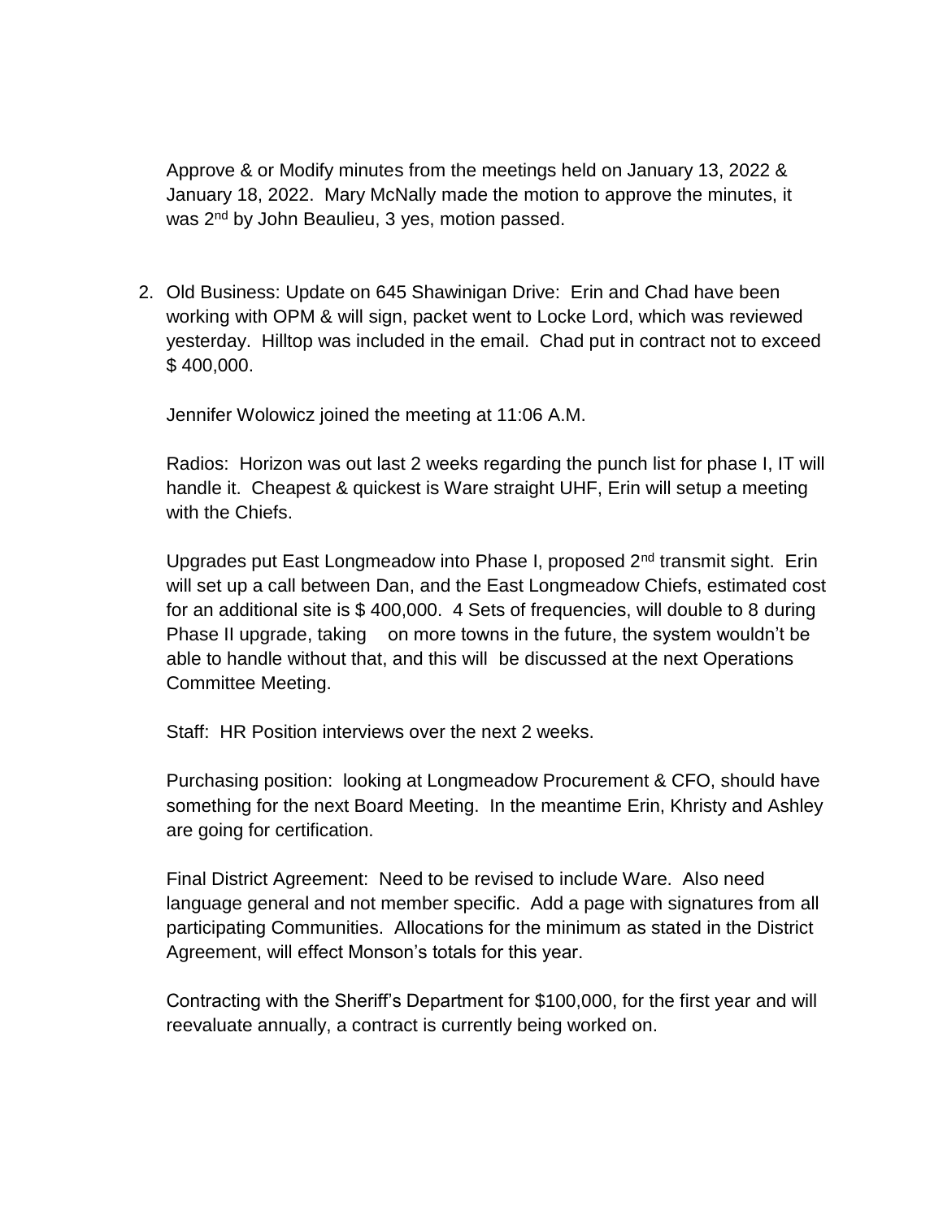Approve & or Modify minutes from the meetings held on January 13, 2022 & January 18, 2022. Mary McNally made the motion to approve the minutes, it was 2nd by John Beaulieu, 3 yes, motion passed.

2. Old Business: Update on 645 Shawinigan Drive: Erin and Chad have been working with OPM & will sign, packet went to Locke Lord, which was reviewed yesterday. Hilltop was included in the email. Chad put in contract not to exceed $ 400,000.

   Jennifer Wolowicz joined the meeting at 11:06 A.M.

   Radios: Horizon was out last 2 weeks regarding the punch list for phase I, IT will handle it. Cheapest & quickest is Ware straight UHF, Erin will setup a meeting with the Chiefs.

   Upgrades put East Longmeadow into Phase I, proposed 2nd transmit sight. Erin will set up a call between Dan, and the East Longmeadow Chiefs, estimated cost for an additional site is $ 400,000. 4 Sets of frequencies, will double to 8 during Phase II upgrade, taking on more towns in the future, the system wouldn't be able to handle without that, and this will be discussed at the next Operations Committee Meeting.

   Staff: HR Position interviews over the next 2 weeks.

   Purchasing position: looking at Longmeadow Procurement & CFO, should have something for the next Board Meeting. In the meantime Erin, Khristy and Ashley are going for certification.

   Final District Agreement: Need to be revised to include Ware. Also need language general and not member specific. Add a page with signatures from all participating Communities. Allocations for the minimum as stated in the District Agreement, will effect Monson's totals for this year.

   Contracting with the Sheriff's Department for $100,000, for the first year and will reevaluate annually, a contract is currently being worked on.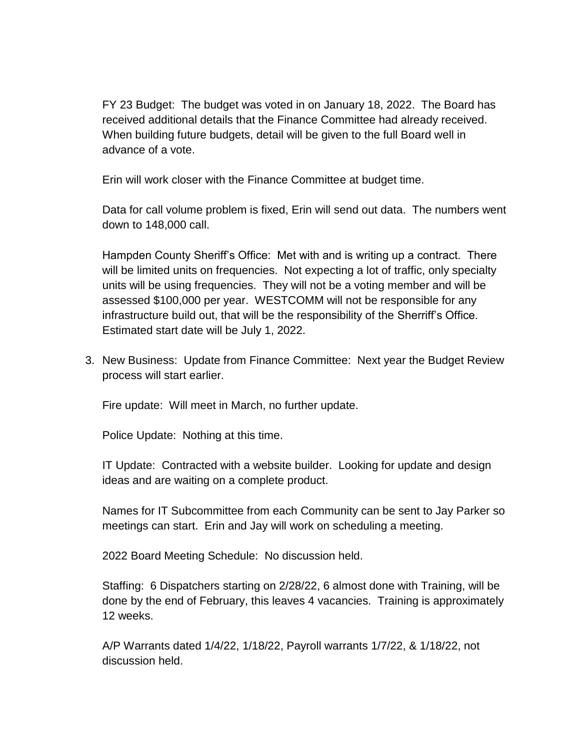FY 23 Budget: The budget was voted in on January 18, 2022. The Board has received additional details that the Finance Committee had already received. When building future budgets, detail will be given to the full Board well in advance of a vote.

Erin will work closer with the Finance Committee at budget time.

Data for call volume problem is fixed, Erin will send out data. The numbers went down to 148,000 call.

Hampden County Sheriff's Office: Met with and is writing up a contract. There will be limited units on frequencies. Not expecting a lot of traffic, only specialty units will be using frequencies. They will not be a voting member and will be assessed $100,000 per year. WESTCOMM will not be responsible for any infrastructure build out, that will be the responsibility of the Sherriff's Office. Estimated start date will be July 1, 2022.

3. New Business: Update from Finance Committee: Next year the Budget Review process will start earlier.

   Fire update: Will meet in March, no further update.

   Police Update: Nothing at this time.

   IT Update: Contracted with a website builder. Looking for update and design ideas and are waiting on a complete product.

   Names for IT Subcommittee from each Community can be sent to Jay Parker so meetings can start. Erin and Jay will work on scheduling a meeting.

   2022 Board Meeting Schedule: No discussion held.

   Staffing: 6 Dispatchers starting on 2/28/22, 6 almost done with Training, will be done by the end of February, this leaves 4 vacancies. Training is approximately 12 weeks.

   A/P Warrants dated 1/4/22, 1/18/22, Payroll warrants 1/7/22, & 1/18/22, not discussion held.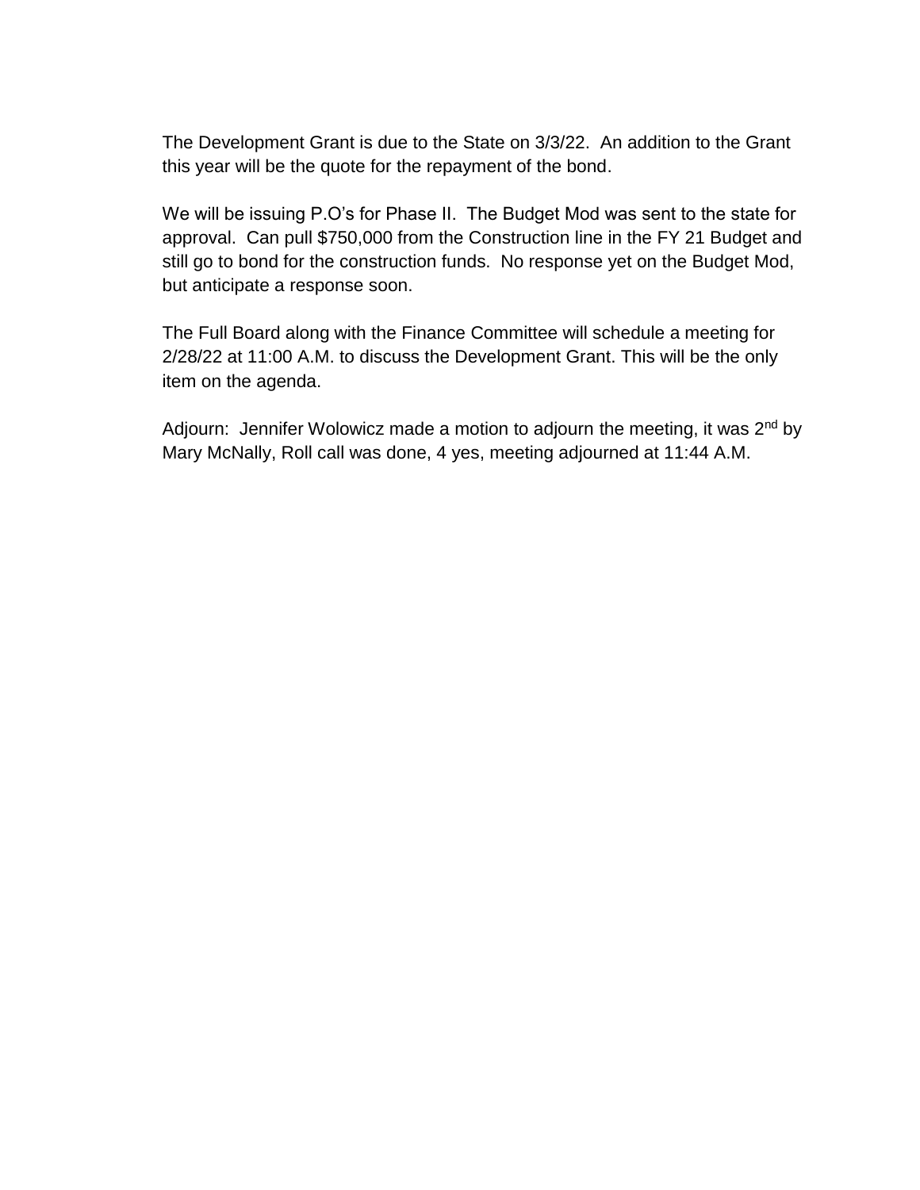The Development Grant is due to the State on 3/3/22. An addition to the Grant this year will be the quote for the repayment of the bond.

We will be issuing P.O's for Phase II. The Budget Mod was sent to the state for approval. Can pull $750,000 from the Construction line in the FY 21 Budget and still go to bond for the construction funds. No response yet on the Budget Mod, but anticipate a response soon.

The Full Board along with the Finance Committee will schedule a meeting for 2/28/22 at 11:00 A.M. to discuss the Development Grant. This will be the only item on the agenda.

Adjourn: Jennifer Wolowicz made a motion to adjourn the meeting, it was 2nd by Mary McNally, Roll call was done, 4 yes, meeting adjourned at 11:44 A.M.